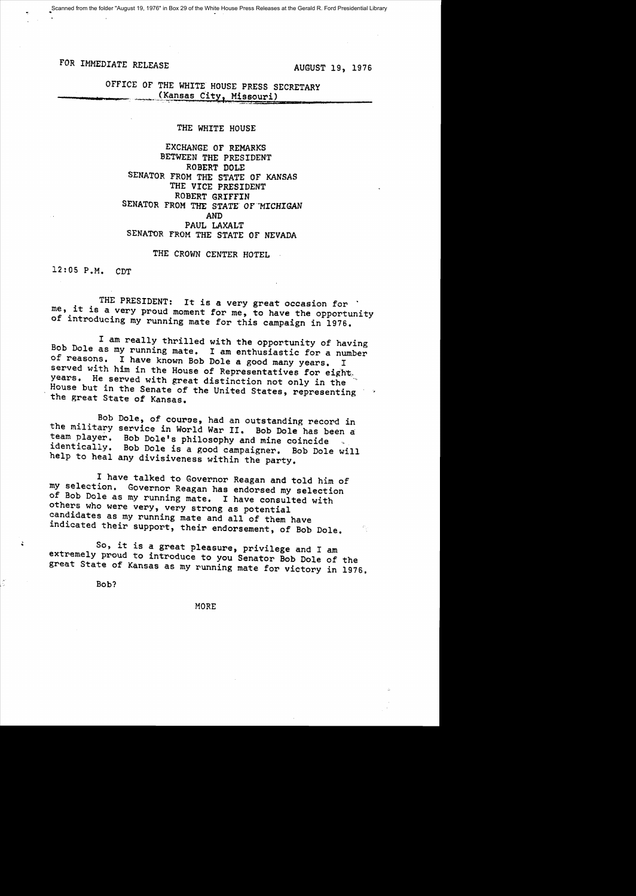FOR IMMEDIATE RELEASE AUGUST 19, 1976

OFFICE OF THE WHITE HOUSE PRESS SECRETARY
(Kansas City, Missouri)

THE WHITE HOUSE

EXCHANGE OF REMARKS
BETWEEN THE PRESIDENT
ROBERT DOLE
SENATOR FROM THE STATE OF KANSAS
THE VICE PRESIDENT
ROBERT GRIFFIN
SENATOR FROM THE STATE OF MICHIGAN
AND
PAUL LAXALT
SENATOR FROM THE STATE OF NEVADA

THE CROWN CENTER HOTEL

12:05 P.M. CDT

THE PRESIDENT: It is a very great occasion for me, it is a very proud moment for me, to have the opportunity of introducing my running mate for this campaign in 1976.

I am really thrilled with the opportunity of having Bob Dole as my running mate. I am enthusiastic for a number of reasons. I have known Bob Dole a good many years. I served with him in the House of Representatives for eight years. He served with great distinction not only in the House but in the Senate of the United States, representing the great State of Kansas.

Bob Dole, of course, had an outstanding record in the military service in World War II. Bob Dole has been a team player. Bob Dole's philosophy and mine coincide identically. Bob Dole is a good campaigner. Bob Dole will help to heal any divisiveness within the party.

I have talked to Governor Reagan and told him of my selection. Governor Reagan has endorsed my selection of Bob Dole as my running mate. I have consulted with others who were very, very strong as potential candidates as my running mate and all of them have indicated their support, their endorsement, of Bob Dole.

So, it is a great pleasure, privilege and I am extremely proud to introduce to you Senator Bob Dole of the great State of Kansas as my running mate for victory in 1976.

Bob?

MORE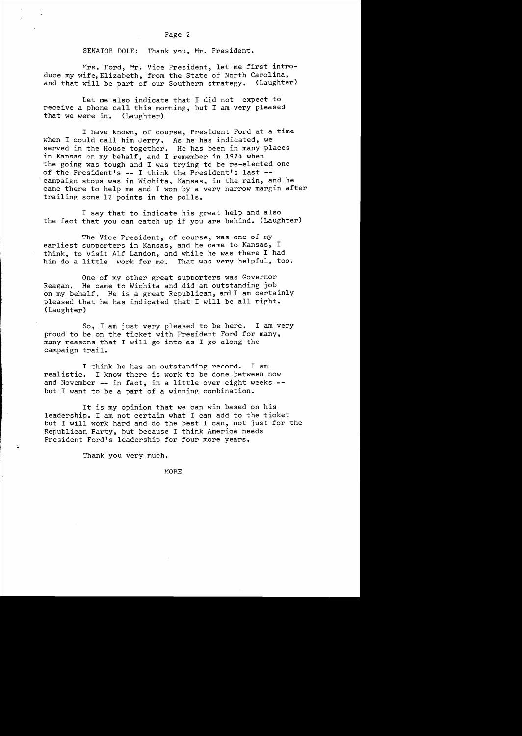SENATOR DOLE: Thank you, Mr. President.

Mrs. Ford, Mr. Vice President, let me first introduce my wife, Elizabeth, from the State of North Carolina, and that will be part of our Southern strategy. (Laughter)

Let me also indicate that I did not expect to receive a phone call this morning, but I am very pleased that we were in. (Laughter)

I have known, of course, President Ford at a time when I could call him Jerry. As he has indicated, we served in the House together. He has been in many places in Kansas on my behalf, and I remember in 1974 when the going was tough and I was trying to be re-elected one of the President's -- I think the President's last -- campaign stops was in Wichita, Kansas, in the rain, and he came there to help me and I won by a very narrow margin after trailing some 12 points in the polls.

I say that to indicate his great help and also the fact that you can catch up if you are behind. (Laughter)

The Vice President, of course, was one of my earliest supporters in Kansas, and he came to Kansas, I think, to visit Alf Landon, and while he was there I had him do a little work for me. That was very helpful, too.

One of my other great supporters was Governor Reagan. He came to Wichita and did an outstanding job on my behalf. He is a great Republican, and I am certainly pleased that he has indicated that I will be all right. (Laughter)

So, I am just very pleased to be here. I am very proud to be on the ticket with President Ford for many, many reasons that I will go into as I go along the campaign trail.

I think he has an outstanding record. I am realistic. I know there is work to be done between now and November -- in fact, in a little over eight weeks -- but I want to be a part of a winning combination.

It is my opinion that we can win based on his leadership. I am not certain what I can add to the ticket but I will work hard and do the best I can, not just for the Republican Party, but because I think America needs President Ford's leadership for four more years.

Thank you very much.

MORE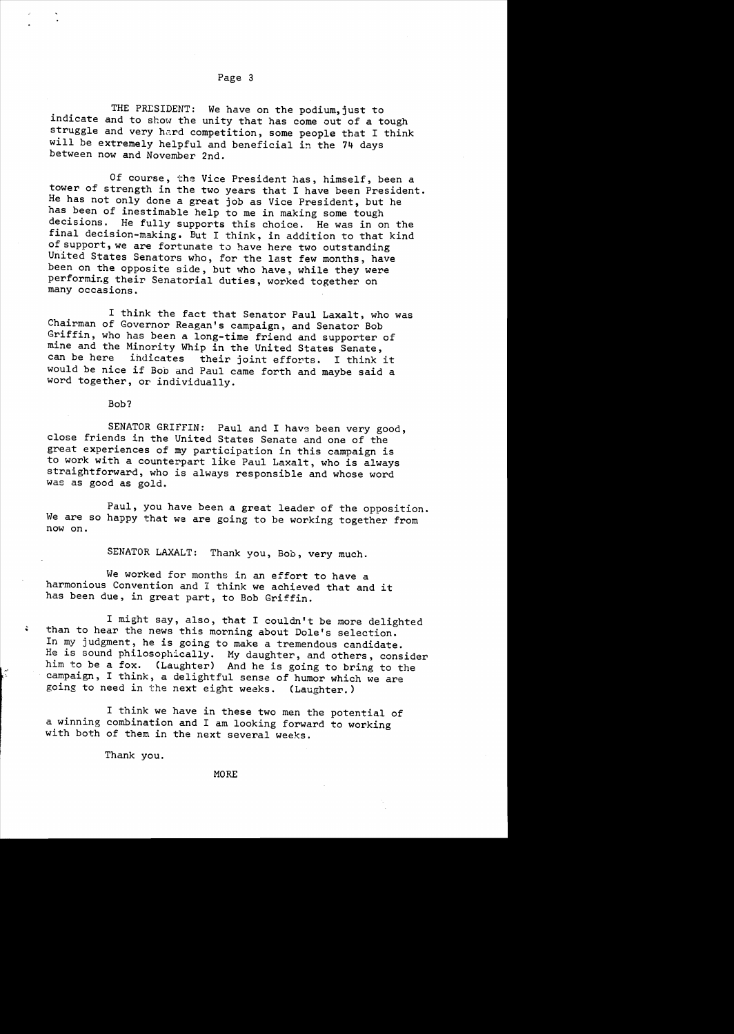THE PRESIDENT: We have on the podium, just to indicate and to show the unity that has come out of a tough struggle and very hard competition, some people that I think will be extremely helpful and beneficial in the 74 days between now and November 2nd.

Of course, the Vice President has, himself, been a tower of strength in the two years that I have been President. He has not only done a great job as Vice President, but he has been of inestimable help to me in making some tough decisions. He fully supports this choice. He was in on the final decision-making. But I think, in addition to that kind of support, we are fortunate to have here two outstanding United States Senators who, for the last few months, have been on the opposite side, but who have, while they were performing their Senatorial duties, worked together on many occasions.

I think the fact that Senator Paul Laxalt, who was Chairman of Governor Reagan's campaign, and Senator Bob Griffin, who has been a long-time friend and supporter of mine and the Minority Whip in the United States Senate, can be here indicates their joint efforts. I think it would be nice if Bob and Paul came forth and maybe said a word together, or individually.

Bob?

SENATOR GRIFFIN: Paul and I have been very good, close friends in the United States Senate and one of the great experiences of my participation in this campaign is to work with a counterpart like Paul Laxalt, who is always straightforward, who is always responsible and whose word was as good as gold.

Paul, you have been a great leader of the opposition. We are so happy that we are going to be working together from now on.

SENATOR LAXALT: Thank you, Bob, very much.

We worked for months in an effort to have a harmonious Convention and I think we achieved that and it has been due, in great part, to Bob Griffin.

I might say, also, that I couldn't be more delighted than to hear the news this morning about Dole's selection. In my judgment, he is going to make a tremendous candidate. He is sound philosophically. My daughter, and others, consider him to be a fox. (Laughter) And he is going to bring to the campaign, I think, a delightful sense of humor which we are going to need in the next eight weeks. (Laughter.)

I think we have in these two men the potential of a winning combination and I am looking forward to working with both of them in the next several weeks.

Thank you.

MORE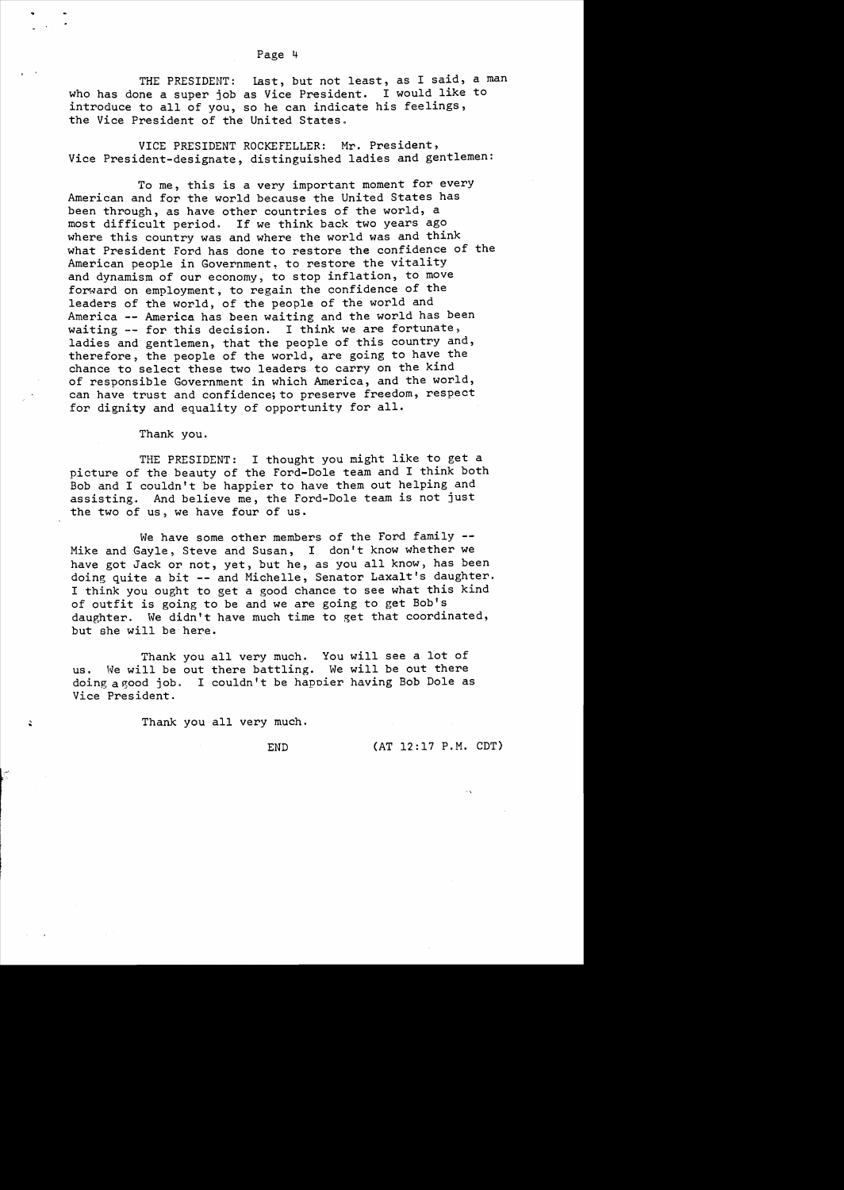THE PRESIDENT: Last, but not least, as I said, a man who has done a super job as Vice President. I would like to introduce to all of you, so he can indicate his feelings, the Vice President of the United States.

VICE PRESIDENT ROCKEFELLER: Mr. President, Vice President-designate, distinguished ladies and gentlemen:

To me, this is a very important moment for every American and for the world because the United States has been through, as have other countries of the world, a most difficult period. If we think back two years ago where this country was and where the world was and think what President Ford has done to restore the confidence of the American people in Government, to restore the vitality and dynamism of our economy, to stop inflation, to move forward on employment, to regain the confidence of the leaders of the world, of the people of the world and America -- America has been waiting and the world has been waiting -- for this decision. I think we are fortunate, ladies and gentlemen, that the people of this country and, therefore, the people of the world, are going to have the chance to select these two leaders to carry on the kind of responsible Government in which America, and the world, can have trust and confidence; to preserve freedom, respect for dignity and equality of opportunity for all.

Thank you.

THE PRESIDENT: I thought you might like to get a picture of the beauty of the Ford-Dole team and I think both Bob and I couldn't be happier to have them out helping and assisting. And believe me, the Ford-Dole team is not just the two of us, we have four of us.

We have some other members of the Ford family -- Mike and Gayle, Steve and Susan, I don't know whether we have got Jack or not, yet, but he, as you all know, has been doing quite a bit -- and Michelle, Senator Laxalt's daughter. I think you ought to get a good chance to see what this kind of outfit is going to be and we are going to get Bob's daughter. We didn't have much time to get that coordinated, but she will be here.

Thank you all very much. You will see a lot of us. We will be out there battling. We will be out there doing a good job. I couldn't be happier having Bob Dole as Vice President.

Thank you all very much.

END (AT 12:17 P.M. CDT)